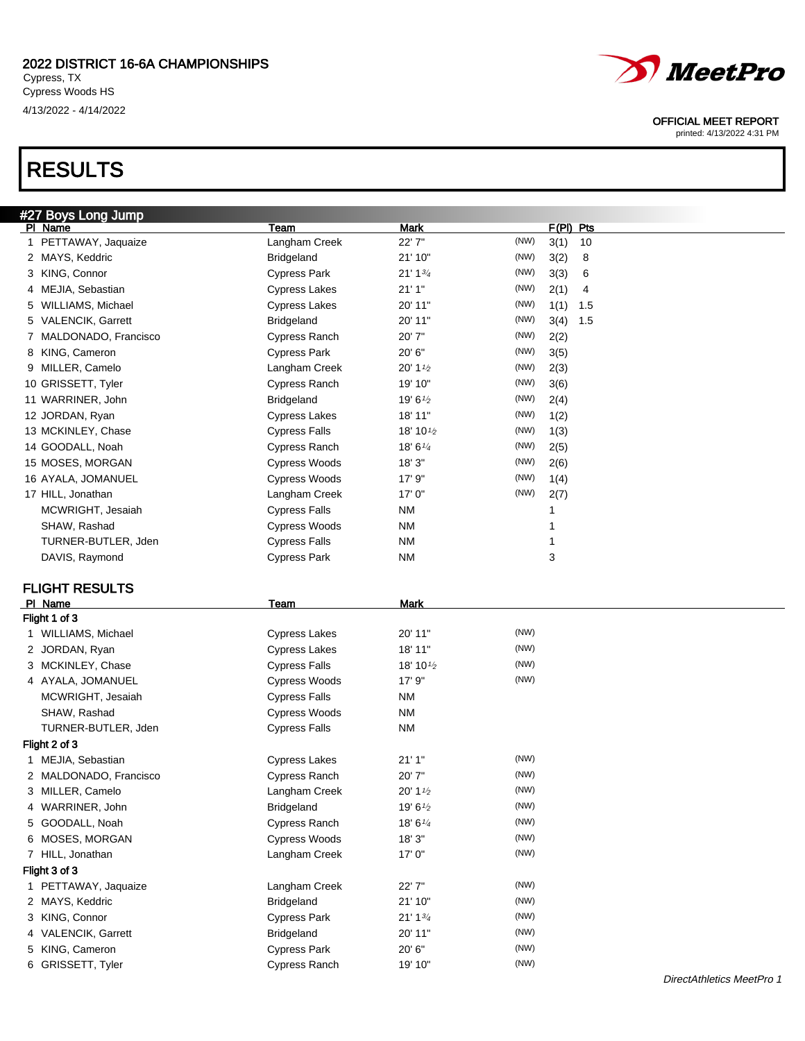## 2022 DISTRICT 16-6A CHAMPIONSHIPS

Cypress, TX
Cypress Woods HS
4/13/2022 - 4/14/2022

OFFICIAL MEET REPORT
printed: 4/13/2022 4:31 PM

# RESULTS

### #27 Boys Long Jump

| Pl | Name | Team | Mark | | F(Pl) | Pts |
|---|---|---|---|---|---|---|
| 1 | PETTAWAY, Jaquaize | Langham Creek | 22' 7" | (NW) | 3(1) | 10 |
| 2 | MAYS, Keddric | Bridgeland | 21' 10" | (NW) | 3(2) | 8 |
| 3 | KING, Connor | Cypress Park | 21' 1¾ | (NW) | 3(3) | 6 |
| 4 | MEJIA, Sebastian | Cypress Lakes | 21' 1" | (NW) | 2(1) | 4 |
| 5 | WILLIAMS, Michael | Cypress Lakes | 20' 11" | (NW) | 1(1) | 1.5 |
| 5 | VALENCIK, Garrett | Bridgeland | 20' 11" | (NW) | 3(4) | 1.5 |
| 7 | MALDONADO, Francisco | Cypress Ranch | 20' 7" | (NW) | 2(2) | |
| 8 | KING, Cameron | Cypress Park | 20' 6" | (NW) | 3(5) | |
| 9 | MILLER, Camelo | Langham Creek | 20' 1½ | (NW) | 2(3) | |
| 10 | GRISSETT, Tyler | Cypress Ranch | 19' 10" | (NW) | 3(6) | |
| 11 | WARRINER, John | Bridgeland | 19' 6½ | (NW) | 2(4) | |
| 12 | JORDAN, Ryan | Cypress Lakes | 18' 11" | (NW) | 1(2) | |
| 13 | MCKINLEY, Chase | Cypress Falls | 18' 10½ | (NW) | 1(3) | |
| 14 | GOODALL, Noah | Cypress Ranch | 18' 6¼ | (NW) | 2(5) | |
| 15 | MOSES, MORGAN | Cypress Woods | 18' 3" | (NW) | 2(6) | |
| 16 | AYALA, JOMANUEL | Cypress Woods | 17' 9" | (NW) | 1(4) | |
| 17 | HILL, Jonathan | Langham Creek | 17' 0" | (NW) | 2(7) | |
| | MCWRIGHT, Jesaiah | Cypress Falls | NM | | 1 | |
| | SHAW, Rashad | Cypress Woods | NM | | 1 | |
| | TURNER-BUTLER, Jden | Cypress Falls | NM | | 1 | |
| | DAVIS, Raymond | Cypress Park | NM | | 3 | |

### FLIGHT RESULTS

| Pl | Name | Team | Mark | |
|---|---|---|---|---|
| **Flight 1 of 3** | | | | |
| 1 | WILLIAMS, Michael | Cypress Lakes | 20' 11" | (NW) |
| 2 | JORDAN, Ryan | Cypress Lakes | 18' 11" | (NW) |
| 3 | MCKINLEY, Chase | Cypress Falls | 18' 10½ | (NW) |
| 4 | AYALA, JOMANUEL | Cypress Woods | 17' 9" | (NW) |
| | MCWRIGHT, Jesaiah | Cypress Falls | NM | |
| | SHAW, Rashad | Cypress Woods | NM | |
| | TURNER-BUTLER, Jden | Cypress Falls | NM | |
| **Flight 2 of 3** | | | | |
| 1 | MEJIA, Sebastian | Cypress Lakes | 21' 1" | (NW) |
| 2 | MALDONADO, Francisco | Cypress Ranch | 20' 7" | (NW) |
| 3 | MILLER, Camelo | Langham Creek | 20' 1½ | (NW) |
| 4 | WARRINER, John | Bridgeland | 19' 6½ | (NW) |
| 5 | GOODALL, Noah | Cypress Ranch | 18' 6¼ | (NW) |
| 6 | MOSES, MORGAN | Cypress Woods | 18' 3" | (NW) |
| 7 | HILL, Jonathan | Langham Creek | 17' 0" | (NW) |
| **Flight 3 of 3** | | | | |
| 1 | PETTAWAY, Jaquaize | Langham Creek | 22' 7" | (NW) |
| 2 | MAYS, Keddric | Bridgeland | 21' 10" | (NW) |
| 3 | KING, Connor | Cypress Park | 21' 1¾ | (NW) |
| 4 | VALENCIK, Garrett | Bridgeland | 20' 11" | (NW) |
| 5 | KING, Cameron | Cypress Park | 20' 6" | (NW) |
| 6 | GRISSETT, Tyler | Cypress Ranch | 19' 10" | (NW) |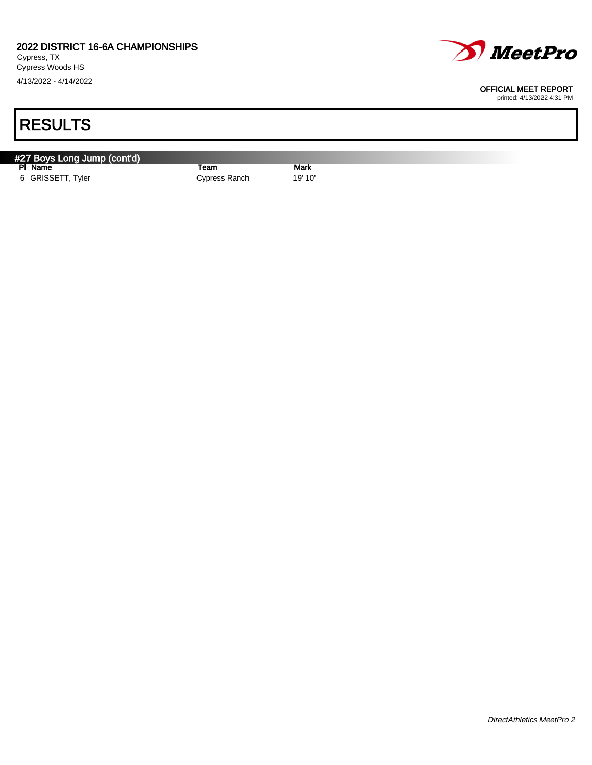# RESULTS

## #27 Boys Long Jump (cont'd)

| Pl | Name | Team | Mark |
|---|---|---|---|
| 6 | GRISSETT, Tyler | Cypress Ranch | 19' 10" |